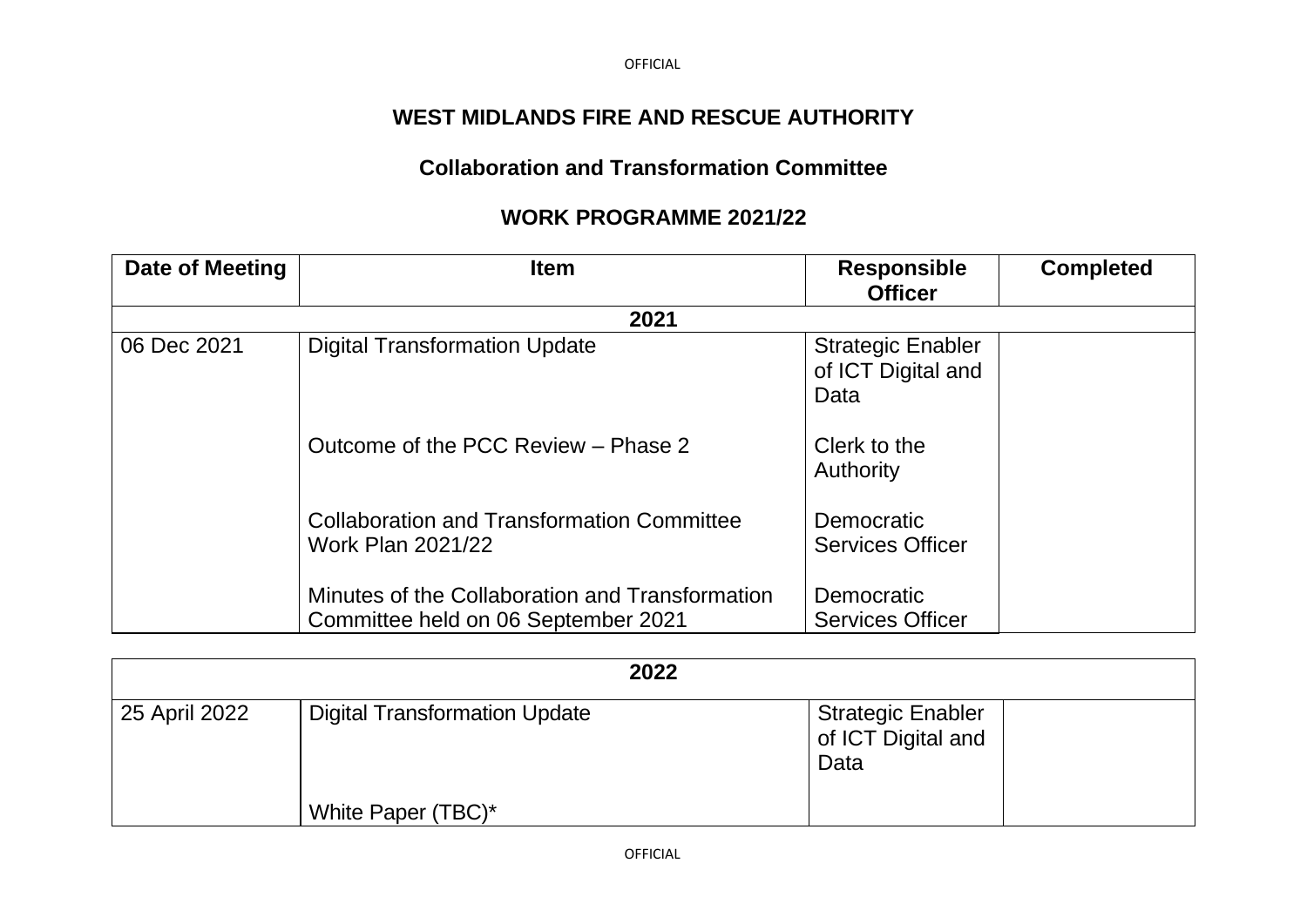# WEST MIDLANDS FIRE AND RESCUE AUTHORITY

## Collaboration and Transformation Committee

## WORK PROGRAMME 2021/22

| Date of Meeting | Item | Responsible Officer | Completed |
|---|---|---|---|
| **2021** | | | |
| 06 Dec 2021 | Digital Transformation Update | Strategic Enabler of ICT Digital and Data | |
| | Outcome of the PCC Review – Phase 2 | Clerk to the Authority | |
| | Collaboration and Transformation Committee Work Plan 2021/22 | Democratic Services Officer | |
| | Minutes of the Collaboration and Transformation Committee held on 06 September 2021 | Democratic Services Officer | |
| **2022** | | | |
| 25 April 2022 | Digital Transformation Update | Strategic Enabler of ICT Digital and Data | |
| | White Paper (TBC)* | | |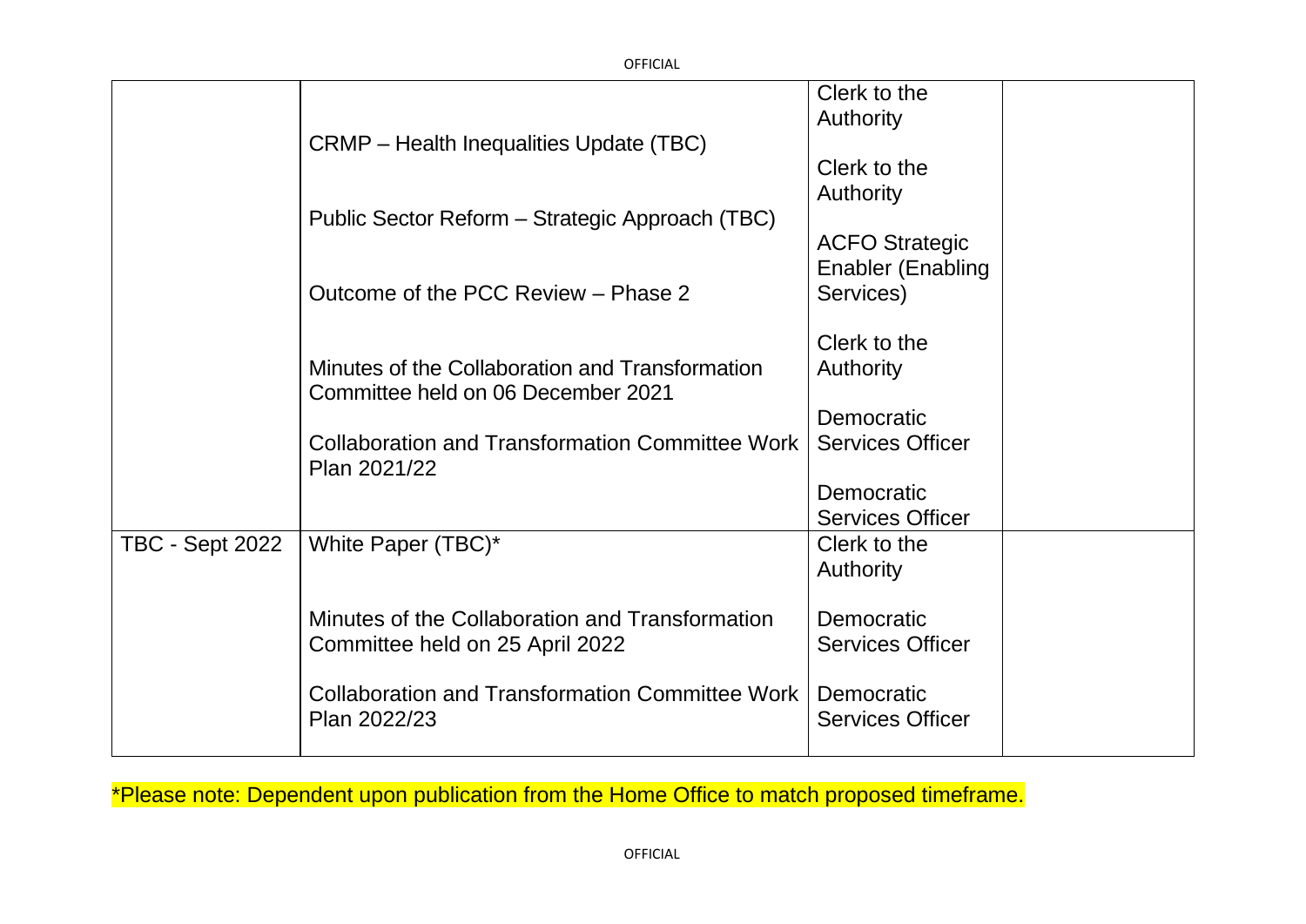| | | | |
|---|---|---|---|
| | CRMP – Health Inequalities Update (TBC)<br><br>Public Sector Reform – Strategic Approach (TBC)<br><br>Outcome of the PCC Review – Phase 2<br><br>Minutes of the Collaboration and Transformation Committee held on 06 December 2021<br><br>Collaboration and Transformation Committee Work Plan 2021/22 | Clerk to the Authority<br><br>Clerk to the Authority<br><br>ACFO Strategic Enabler (Enabling Services)<br><br>Clerk to the Authority<br><br>Democratic Services Officer<br><br>Democratic Services Officer | |
| TBC - Sept 2022 | White Paper (TBC)*<br><br>Minutes of the Collaboration and Transformation Committee held on 25 April 2022<br><br>Collaboration and Transformation Committee Work Plan 2022/23 | Clerk to the Authority<br><br>Democratic Services Officer<br><br>Democratic Services Officer | |

*Please note: Dependent upon publication from the Home Office to match proposed timeframe.